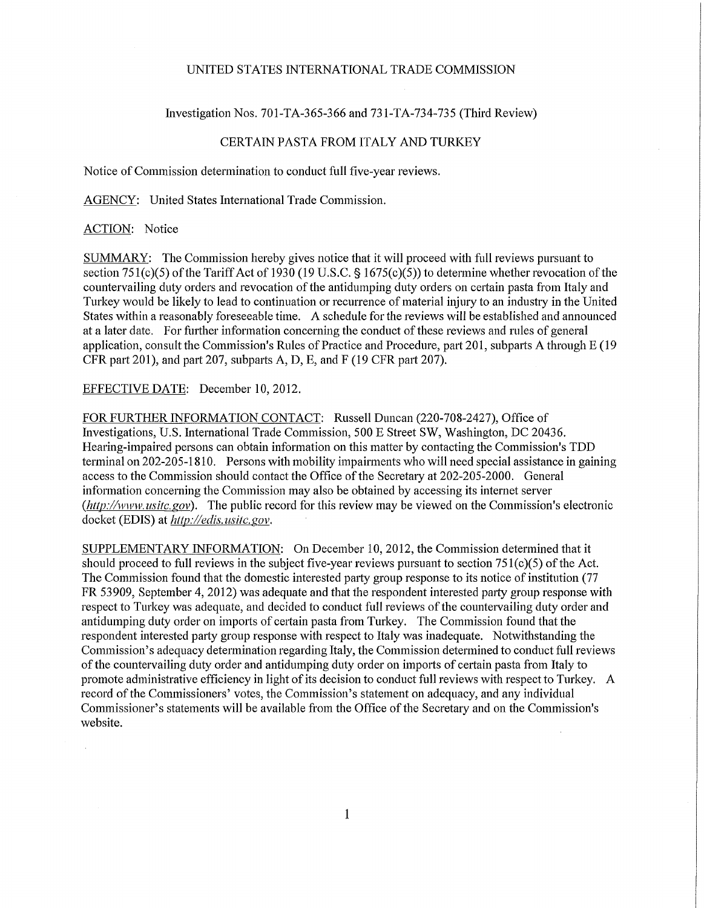UNITED STATES INTERNATIONAL TRADE COMMISSION

Investigation Nos. 701-TA-365-366 and 731-TA-734-735 (Third Review)

CERTAIN PASTA FROM ITALY AND TURKEY

Notice of Commission determination to conduct full five-year reviews.

AGENCY: United States International Trade Commission.

ACTION: Notice

SUMMARY: The Commission hereby gives notice that it will proceed with full reviews pursuant to section 751(c)(5) of the Tariff Act of 1930 (19 U.S.C. § 1675(c)(5)) to determine whether revocation of the countervailing duty orders and revocation of the antidumping duty orders on certain pasta from Italy and Turkey would be likely to lead to continuation or recurrence of material injury to an industry in the United States within a reasonably foreseeable time. A schedule for the reviews will be established and announced at a later date. For further information concerning the conduct of these reviews and rules of general application, consult the Commission's Rules of Practice and Procedure, part 201, subparts A through E (19 CFR part 201), and part 207, subparts A, D, E, and F (19 CFR part 207).

EFFECTIVE DATE: December 10, 2012.

FOR FURTHER INFORMATION CONTACT: Russell Duncan (220-708-2427), Office of Investigations, U.S. International Trade Commission, 500 E Street SW, Washington, DC 20436. Hearing-impaired persons can obtain information on this matter by contacting the Commission's TDD terminal on 202-205-1810. Persons with mobility impairments who will need special assistance in gaining access to the Commission should contact the Office of the Secretary at 202-205-2000. General information concerning the Commission may also be obtained by accessing its internet server (*http://www.usitc.gov*). The public record for this review may be viewed on the Commission's electronic docket (EDIS) at *http://edis.usitc.gov*.

SUPPLEMENTARY INFORMATION: On December 10, 2012, the Commission determined that it should proceed to full reviews in the subject five-year reviews pursuant to section 751(c)(5) of the Act. The Commission found that the domestic interested party group response to its notice of institution (77 FR 53909, September 4, 2012) was adequate and that the respondent interested party group response with respect to Turkey was adequate, and decided to conduct full reviews of the countervailing duty order and antidumping duty order on imports of certain pasta from Turkey. The Commission found that the respondent interested party group response with respect to Italy was inadequate. Notwithstanding the Commission's adequacy determination regarding Italy, the Commission determined to conduct full reviews of the countervailing duty order and antidumping duty order on imports of certain pasta from Italy to promote administrative efficiency in light of its decision to conduct full reviews with respect to Turkey. A record of the Commissioners' votes, the Commission's statement on adequacy, and any individual Commissioner's statements will be available from the Office of the Secretary and on the Commission's website.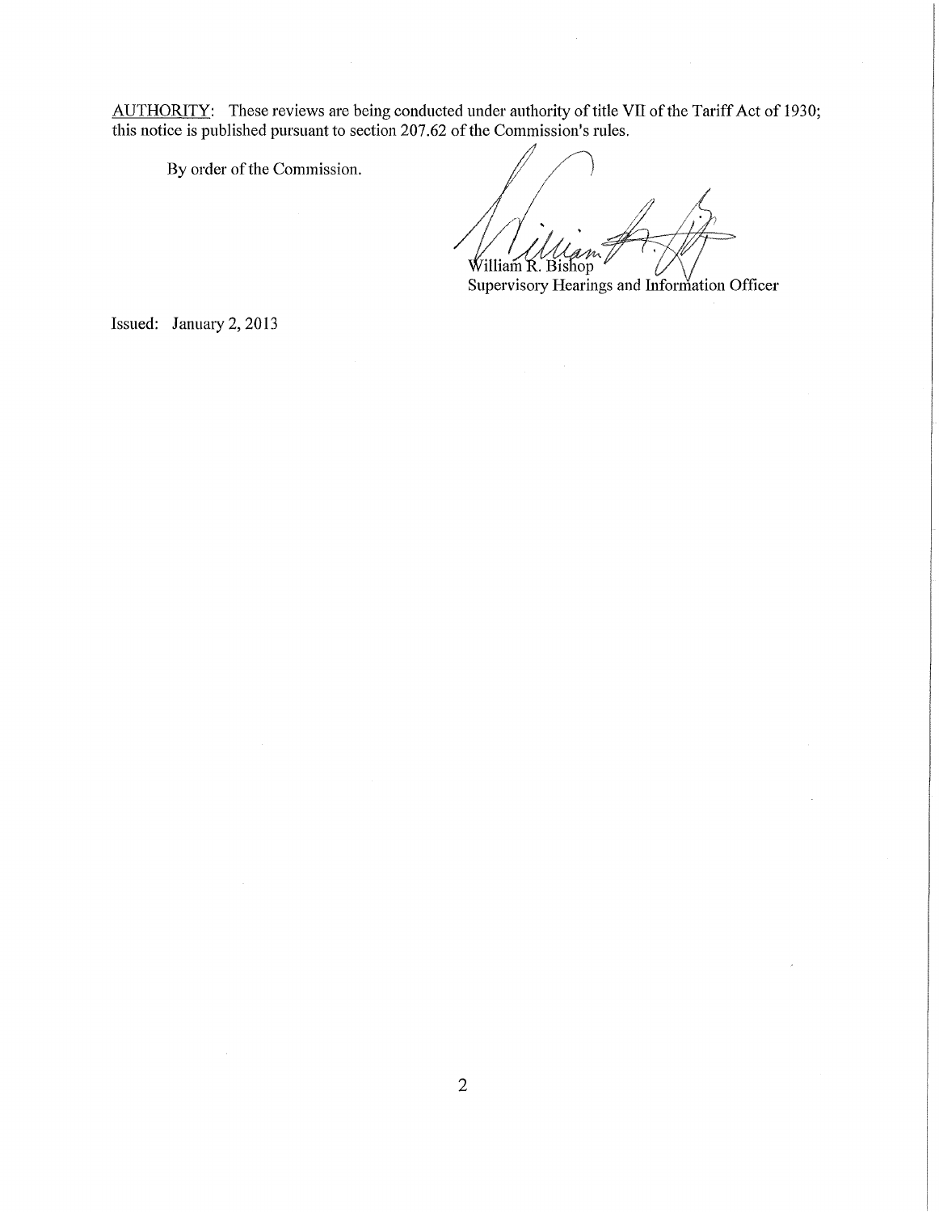AUTHORITY: These reviews are being conducted under authority of title VII of the Tariff Act of 1930; this notice is published pursuant to section 207.62 of the Commission's rules.

By order of the Commission.

William R. Bishop  
Supervisory Hearings and Information Officer

Issued: January 2, 2013